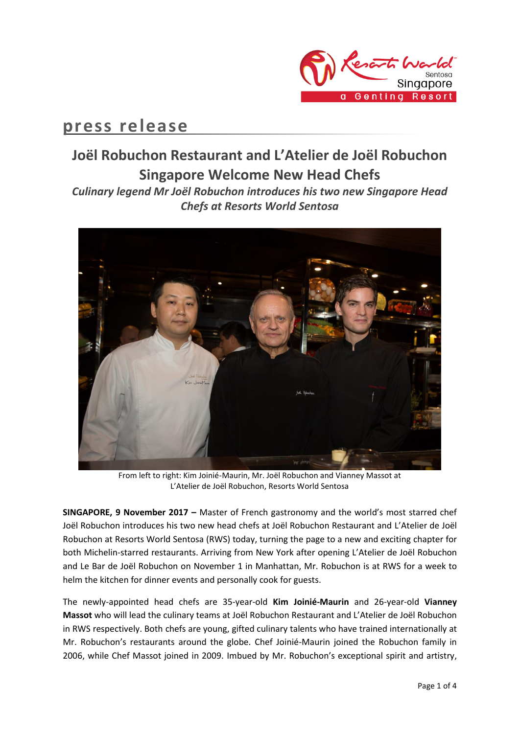# press release

## Joël Robuchon Restaurant and L'Atelier de Joël Robuchon Singapore Welcome New Head Chefs

***Culinary legend Mr Joël Robuchon introduces his two new Singapore Head Chefs at Resorts World Sentosa***

From left to right: Kim Joinié-Maurin, Mr. Joël Robuchon and Vianney Massot at L'Atelier de Joël Robuchon, Resorts World Sentosa

**SINGAPORE, 9 November 2017 –** Master of French gastronomy and the world's most starred chef Joël Robuchon introduces his two new head chefs at Joël Robuchon Restaurant and L'Atelier de Joël Robuchon at Resorts World Sentosa (RWS) today, turning the page to a new and exciting chapter for both Michelin-starred restaurants. Arriving from New York after opening L'Atelier de Joël Robuchon and Le Bar de Joël Robuchon on November 1 in Manhattan, Mr. Robuchon is at RWS for a week to helm the kitchen for dinner events and personally cook for guests.

The newly-appointed head chefs are 35-year-old **Kim Joinié-Maurin** and 26-year-old **Vianney Massot** who will lead the culinary teams at Joël Robuchon Restaurant and L'Atelier de Joël Robuchon in RWS respectively. Both chefs are young, gifted culinary talents who have trained internationally at Mr. Robuchon's restaurants around the globe. Chef Joinié-Maurin joined the Robuchon family in 2006, while Chef Massot joined in 2009. Imbued by Mr. Robuchon's exceptional spirit and artistry,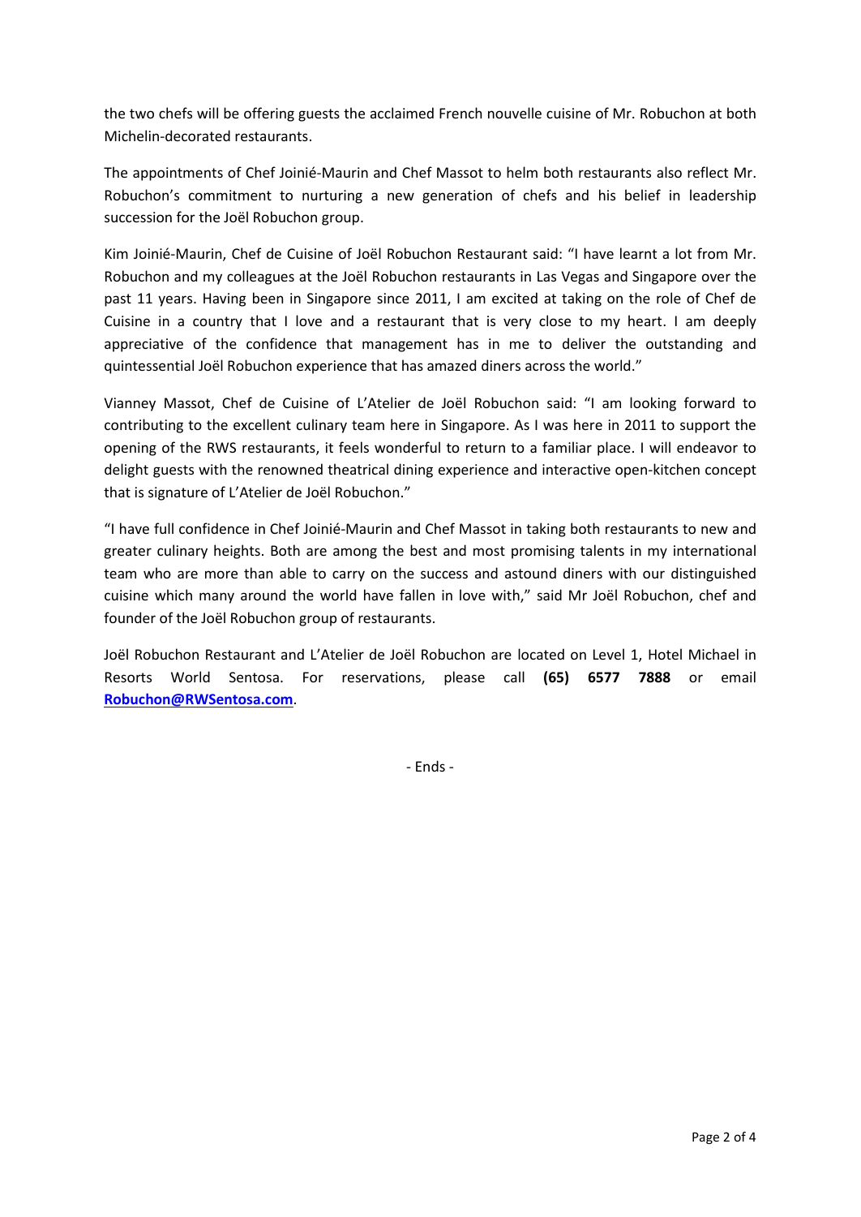the two chefs will be offering guests the acclaimed French nouvelle cuisine of Mr. Robuchon at both Michelin-decorated restaurants.

The appointments of Chef Joinié-Maurin and Chef Massot to helm both restaurants also reflect Mr. Robuchon's commitment to nurturing a new generation of chefs and his belief in leadership succession for the Joël Robuchon group.

Kim Joinié-Maurin, Chef de Cuisine of Joël Robuchon Restaurant said: "I have learnt a lot from Mr. Robuchon and my colleagues at the Joël Robuchon restaurants in Las Vegas and Singapore over the past 11 years. Having been in Singapore since 2011, I am excited at taking on the role of Chef de Cuisine in a country that I love and a restaurant that is very close to my heart. I am deeply appreciative of the confidence that management has in me to deliver the outstanding and quintessential Joël Robuchon experience that has amazed diners across the world."

Vianney Massot, Chef de Cuisine of L'Atelier de Joël Robuchon said: "I am looking forward to contributing to the excellent culinary team here in Singapore. As I was here in 2011 to support the opening of the RWS restaurants, it feels wonderful to return to a familiar place. I will endeavor to delight guests with the renowned theatrical dining experience and interactive open-kitchen concept that is signature of L'Atelier de Joël Robuchon."

"I have full confidence in Chef Joinié-Maurin and Chef Massot in taking both restaurants to new and greater culinary heights. Both are among the best and most promising talents in my international team who are more than able to carry on the success and astound diners with our distinguished cuisine which many around the world have fallen in love with," said Mr Joël Robuchon, chef and founder of the Joël Robuchon group of restaurants.

Joël Robuchon Restaurant and L'Atelier de Joël Robuchon are located on Level 1, Hotel Michael in Resorts World Sentosa. For reservations, please call **(65) 6577 7888** or email **Robuchon@RWSentosa.com**.

- Ends -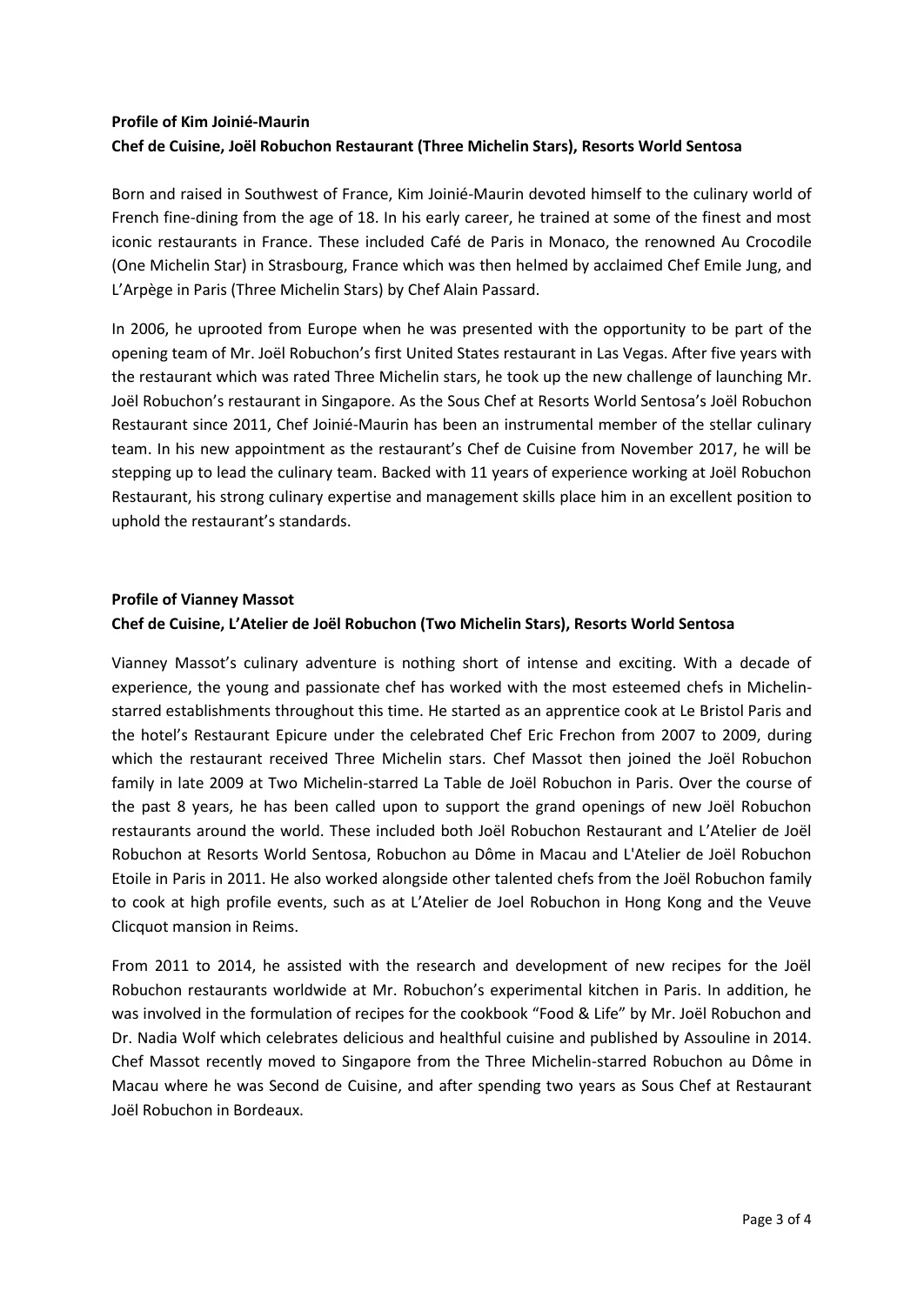**Profile of Kim Joinié-Maurin**
**Chef de Cuisine, Joël Robuchon Restaurant (Three Michelin Stars), Resorts World Sentosa**

Born and raised in Southwest of France, Kim Joinié-Maurin devoted himself to the culinary world of French fine-dining from the age of 18. In his early career, he trained at some of the finest and most iconic restaurants in France. These included Café de Paris in Monaco, the renowned Au Crocodile (One Michelin Star) in Strasbourg, France which was then helmed by acclaimed Chef Emile Jung, and L'Arpège in Paris (Three Michelin Stars) by Chef Alain Passard.

In 2006, he uprooted from Europe when he was presented with the opportunity to be part of the opening team of Mr. Joël Robuchon's first United States restaurant in Las Vegas. After five years with the restaurant which was rated Three Michelin stars, he took up the new challenge of launching Mr. Joël Robuchon's restaurant in Singapore. As the Sous Chef at Resorts World Sentosa's Joël Robuchon Restaurant since 2011, Chef Joinié-Maurin has been an instrumental member of the stellar culinary team. In his new appointment as the restaurant's Chef de Cuisine from November 2017, he will be stepping up to lead the culinary team. Backed with 11 years of experience working at Joël Robuchon Restaurant, his strong culinary expertise and management skills place him in an excellent position to uphold the restaurant's standards.

**Profile of Vianney Massot**
**Chef de Cuisine, L'Atelier de Joël Robuchon (Two Michelin Stars), Resorts World Sentosa**

Vianney Massot's culinary adventure is nothing short of intense and exciting. With a decade of experience, the young and passionate chef has worked with the most esteemed chefs in Michelin-starred establishments throughout this time. He started as an apprentice cook at Le Bristol Paris and the hotel's Restaurant Epicure under the celebrated Chef Eric Frechon from 2007 to 2009, during which the restaurant received Three Michelin stars. Chef Massot then joined the Joël Robuchon family in late 2009 at Two Michelin-starred La Table de Joël Robuchon in Paris. Over the course of the past 8 years, he has been called upon to support the grand openings of new Joël Robuchon restaurants around the world. These included both Joël Robuchon Restaurant and L'Atelier de Joël Robuchon at Resorts World Sentosa, Robuchon au Dôme in Macau and L'Atelier de Joël Robuchon Etoile in Paris in 2011. He also worked alongside other talented chefs from the Joël Robuchon family to cook at high profile events, such as at L'Atelier de Joel Robuchon in Hong Kong and the Veuve Clicquot mansion in Reims.

From 2011 to 2014, he assisted with the research and development of new recipes for the Joël Robuchon restaurants worldwide at Mr. Robuchon's experimental kitchen in Paris. In addition, he was involved in the formulation of recipes for the cookbook "Food & Life" by Mr. Joël Robuchon and Dr. Nadia Wolf which celebrates delicious and healthful cuisine and published by Assouline in 2014. Chef Massot recently moved to Singapore from the Three Michelin-starred Robuchon au Dôme in Macau where he was Second de Cuisine, and after spending two years as Sous Chef at Restaurant Joël Robuchon in Bordeaux.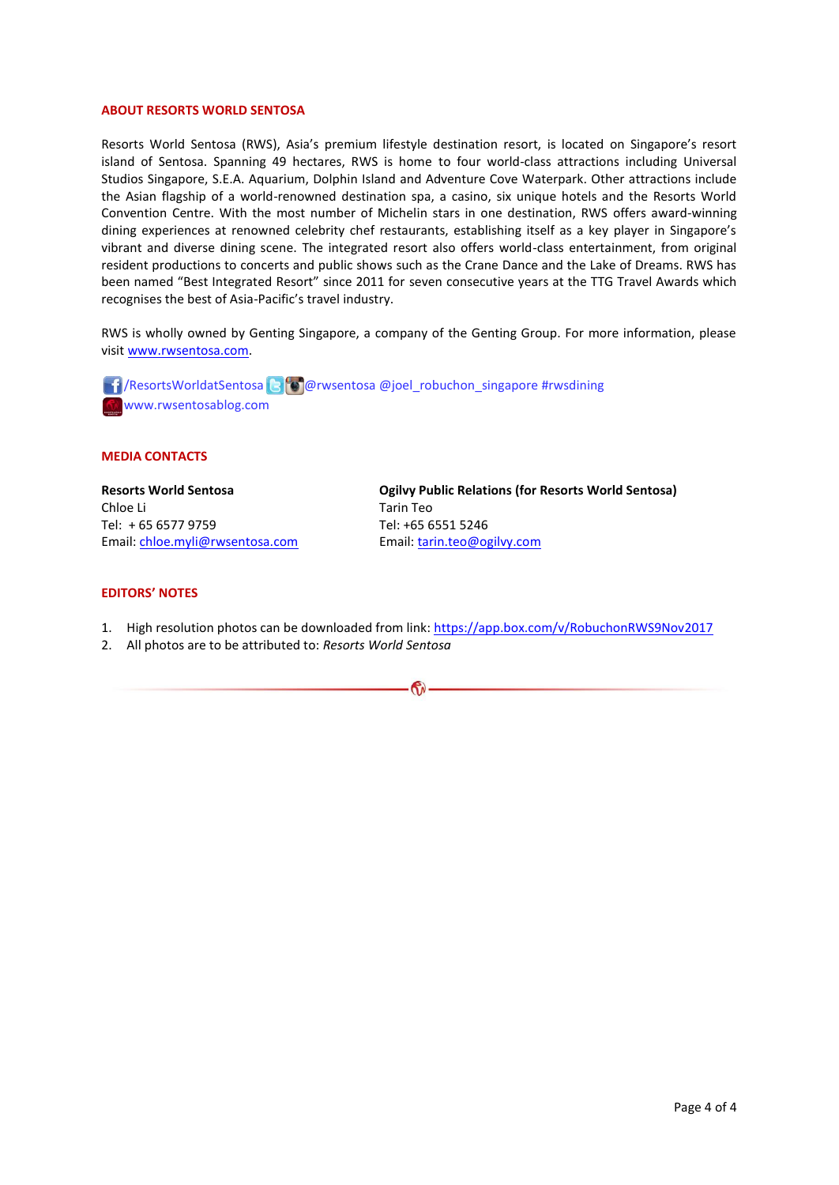## ABOUT RESORTS WORLD SENTOSA

Resorts World Sentosa (RWS), Asia's premium lifestyle destination resort, is located on Singapore's resort island of Sentosa. Spanning 49 hectares, RWS is home to four world-class attractions including Universal Studios Singapore, S.E.A. Aquarium, Dolphin Island and Adventure Cove Waterpark. Other attractions include the Asian flagship of a world-renowned destination spa, a casino, six unique hotels and the Resorts World Convention Centre. With the most number of Michelin stars in one destination, RWS offers award-winning dining experiences at renowned celebrity chef restaurants, establishing itself as a key player in Singapore's vibrant and diverse dining scene. The integrated resort also offers world-class entertainment, from original resident productions to concerts and public shows such as the Crane Dance and the Lake of Dreams. RWS has been named "Best Integrated Resort" since 2011 for seven consecutive years at the TTG Travel Awards which recognises the best of Asia-Pacific's travel industry.

RWS is wholly owned by Genting Singapore, a company of the Genting Group. For more information, please visit www.rwsentosa.com.

/ResortsWorldatSentosa @rwsentosa @joel_robuchon_singapore #rwsdining
www.rwsentosablog.com

## MEDIA CONTACTS

**Resorts World Sentosa**
Chloe Li
Tel: + 65 6577 9759
Email: chloe.myli@rwsentosa.com

**Ogilvy Public Relations (for Resorts World Sentosa)**
Tarin Teo
Tel: +65 6551 5246
Email: tarin.teo@ogilvy.com

## EDITORS' NOTES

1. High resolution photos can be downloaded from link: https://app.box.com/v/RobuchonRWS9Nov2017
2. All photos are to be attributed to: *Resorts World Sentosa*